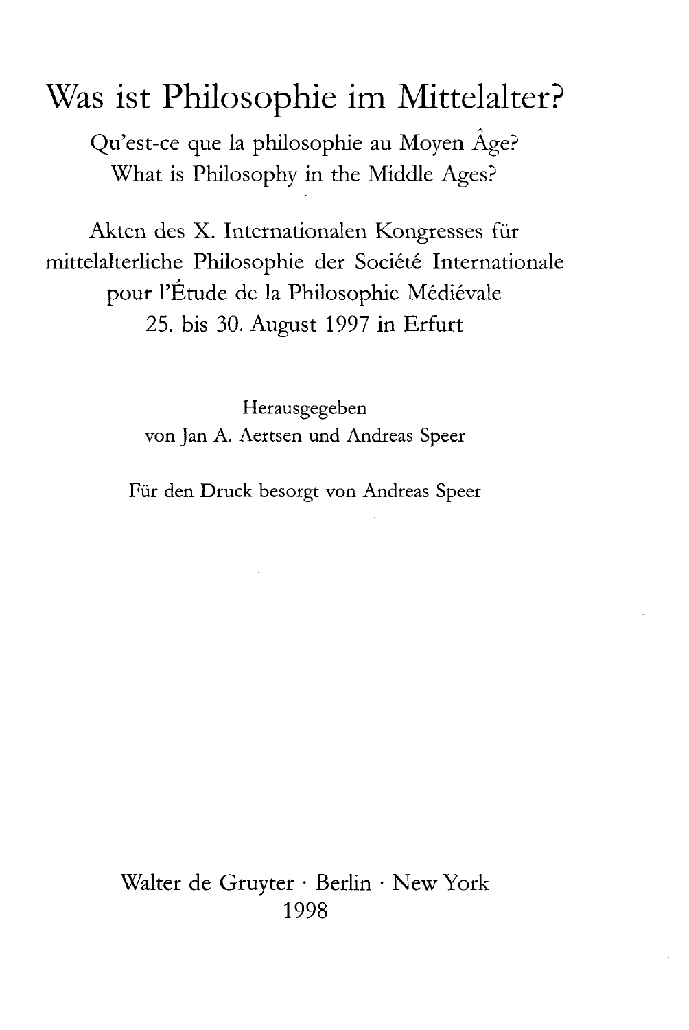# Was ist Philosophie im Mittelalter?

Qu'est-ce que la philosophie au Moyen Âge?
What is Philosophy in the Middle Ages?

Akten des X. Internationalen Kongresses für mittelalterliche Philosophie der Société Internationale pour l'Étude de la Philosophie Médiévale
25. bis 30. August 1997 in Erfurt

Herausgegeben
von Jan A. Aertsen und Andreas Speer

Für den Druck besorgt von Andreas Speer

Walter de Gruyter · Berlin · New York
1998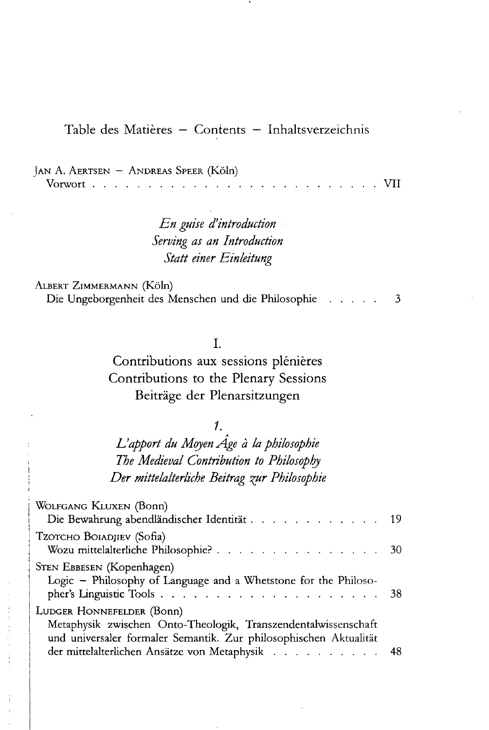# Table des Matières – Contents – Inhaltsverzeichnis

JAN A. AERTSEN – ANDREAS SPEER (Köln)
Vorwort . . . . . . . . . . . . . . . . . . . . . . . . . . . VII

## *En guise d'introduction*
## *Serving as an Introduction*
## *Statt einer Einleitung*

ALBERT ZIMMERMANN (Köln)
Die Ungeborgenheit des Menschen und die Philosophie . . . . . 3

## I.
## Contributions aux sessions plénières
## Contributions to the Plenary Sessions
## Beiträge der Plenarsitzungen

### *1.*
### *L'apport du Moyen Âge à la philosophie*
### *The Medieval Contribution to Philosophy*
### *Der mittelalterliche Beitrag zur Philosophie*

WOLFGANG KLUXEN (Bonn)
Die Bewahrung abendländischer Identität . . . . . . . . . . . . 19

TZOTCHO BOIADJIEV (Sofia)
Wozu mittelalterliche Philosophie? . . . . . . . . . . . . . . . 30

STEN EBBESEN (Kopenhagen)
Logic – Philosophy of Language and a Whetstone for the Philosopher's Linguistic Tools . . . . . . . . . . . . . . . . . . . . . 38

LUDGER HONNEFELDER (Bonn)
Metaphysik zwischen Onto-Theologik, Transzendentalwissenschaft und universaler formaler Semantik. Zur philosophischen Aktualität der mittelalterlichen Ansätze von Metaphysik . . . . . . . . . . 48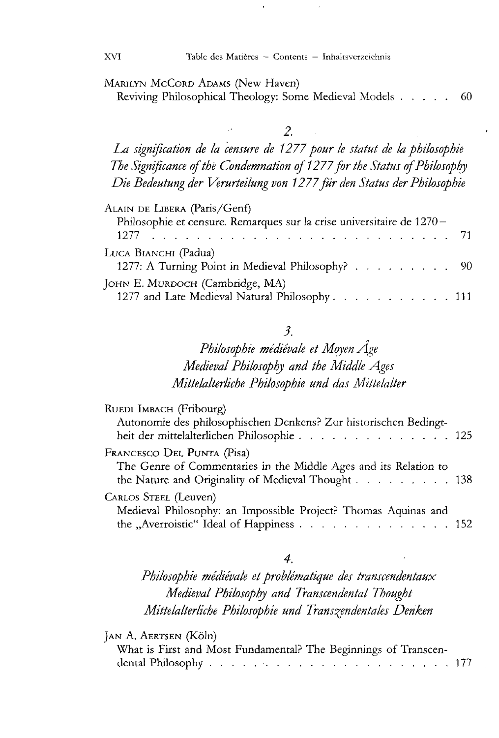Marilyn McCord Adams (New Haven)
Reviving Philosophical Theology: Some Medieval Models . . . . . 60

## 2.

## *La signification de la censure de 1277 pour le statut de la philosophie*
## *The Significance of the Condemnation of 1277 for the Status of Philosophy*
## *Die Bedeutung der Verurteilung von 1277 für den Status der Philosophie*

Alain de Libera (Paris/Genf)
Philosophie et censure. Remarques sur la crise universitaire de 1270–1277 . . . . . 71

Luca Bianchi (Padua)
1277: A Turning Point in Medieval Philosophy? . . . . . 90

John E. Murdoch (Cambridge, MA)
1277 and Late Medieval Natural Philosophy . . . . . 111

## 3.

## *Philosophie médiévale et Moyen Âge*
## *Medieval Philosophy and the Middle Ages*
## *Mittelalterliche Philosophie und das Mittelalter*

Ruedi Imbach (Fribourg)
Autonomie des philosophischen Denkens? Zur historischen Bedingtheit der mittelalterlichen Philosophie . . . . . 125

Francesco Del Punta (Pisa)
The Genre of Commentaries in the Middle Ages and its Relation to the Nature and Originality of Medieval Thought . . . . . 138

Carlos Steel (Leuven)
Medieval Philosophy: an Impossible Project? Thomas Aquinas and the „Averroistic" Ideal of Happiness . . . . . 152

## 4.

## *Philosophie médiévale et problématique des transcendentaux*
## *Medieval Philosophy and Transcendental Thought*
## *Mittelalterliche Philosophie und Transzendentales Denken*

Jan A. Aertsen (Köln)
What is First and Most Fundamental? The Beginnings of Transcendental Philosophy . . . . . 177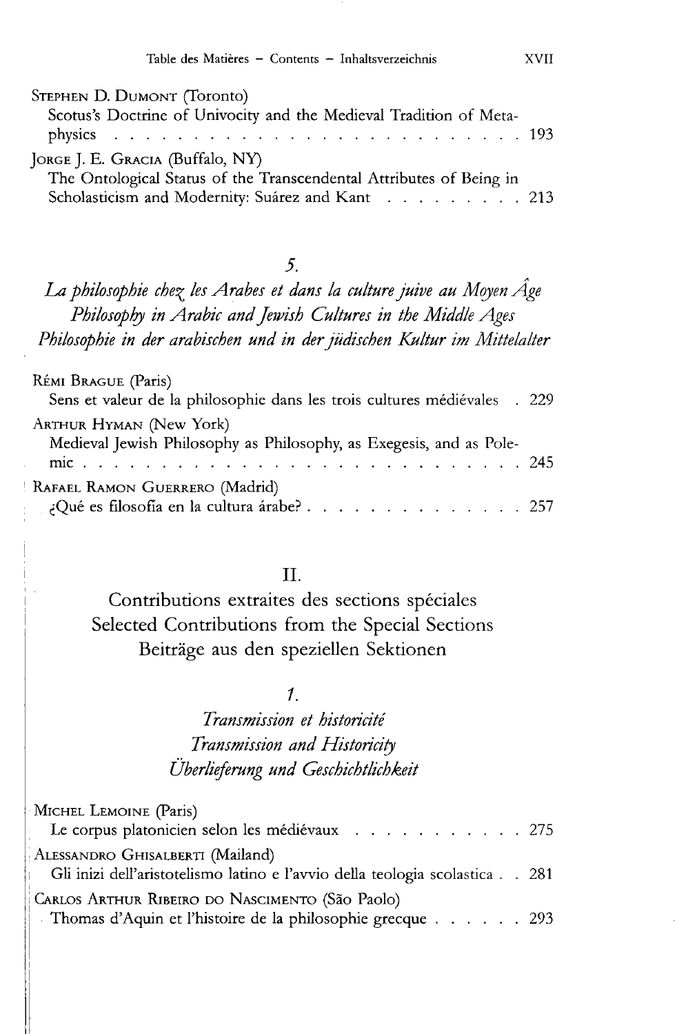Stephen D. Dumont (Toronto)
Scotus's Doctrine of Univocity and the Medieval Tradition of Metaphysics . . . . . . . . . . . . . . . . . . . . . . . . . . 193

Jorge J. E. Gracia (Buffalo, NY)
The Ontological Status of the Transcendental Attributes of Being in Scholasticism and Modernity: Suárez and Kant . . . . . . . . . . 213

### 5.

### *La philosophie chez les Arabes et dans la culture juive au Moyen Âge*
### *Philosophy in Arabic and Jewish Cultures in the Middle Ages*
### *Philosophie in der arabischen und in der jüdischen Kultur im Mittelalter*

Rémi Brague (Paris)
Sens et valeur de la philosophie dans les trois cultures médiévales . 229

Arthur Hyman (New York)
Medieval Jewish Philosophy as Philosophy, as Exegesis, and as Polemic . . . . . . . . . . . . . . . . . . . . . . . . . . . 245

Rafael Ramon Guerrero (Madrid)
¿Qué es filosofía en la cultura árabe? . . . . . . . . . . . . . . 257

## II.

## Contributions extraites des sections spéciales
## Selected Contributions from the Special Sections
## Beiträge aus den speziellen Sektionen

### 1.

### *Transmission et historicité*
### *Transmission and Historicity*
### *Überlieferung und Geschichtlichkeit*

Michel Lemoine (Paris)
Le corpus platonicien selon les médiévaux . . . . . . . . . . . 275

Alessandro Ghisalberti (Mailand)
Gli inizi dell'aristotelismo latino e l'avvio della teologia scolastica . . 281

Carlos Arthur Ribeiro do Nascimento (São Paolo)
Thomas d'Aquin et l'histoire de la philosophie grecque . . . . . . 293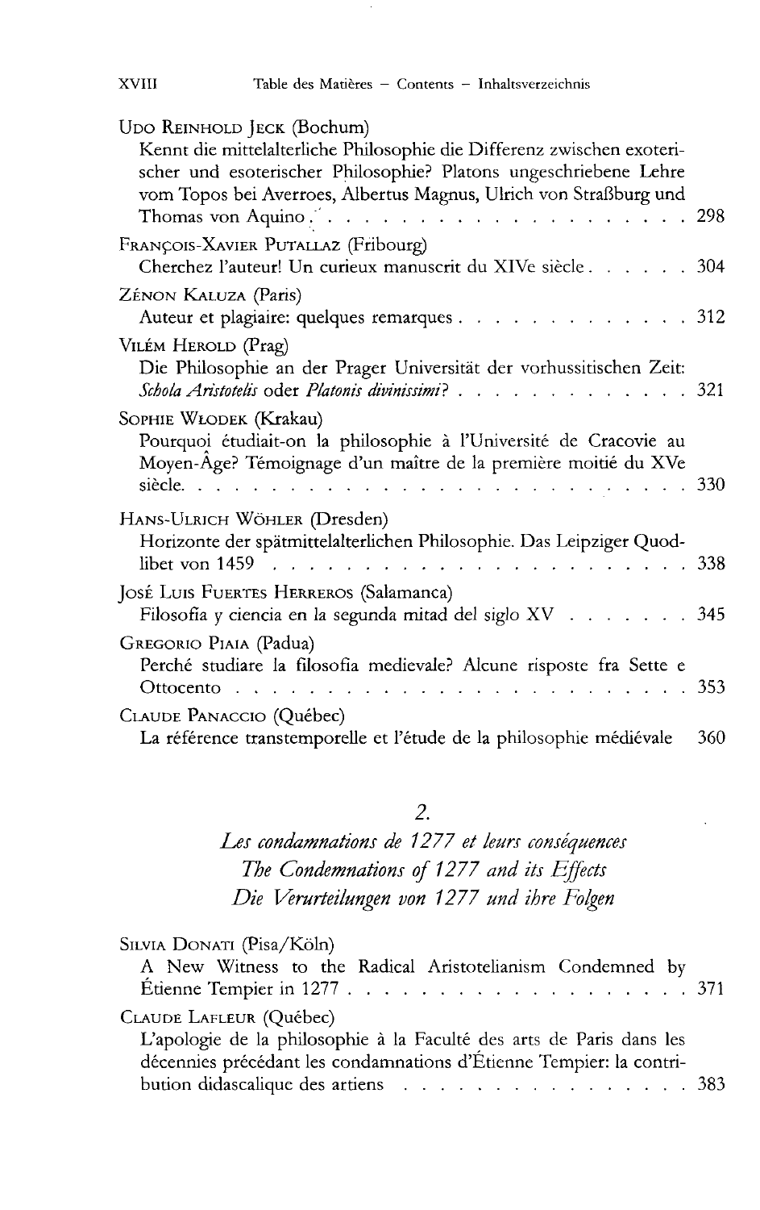Udo Reinhold Jeck (Bochum)
Kennt die mittelalterliche Philosophie die Differenz zwischen exoterischer und esoterischer Philosophie? Platons ungeschriebene Lehre vom Topos bei Averroes, Albertus Magnus, Ulrich von Straßburg und Thomas von Aquino . . . . . . . . . . . . . . . . . . . . . . 298

François-Xavier Putallaz (Fribourg)
Cherchez l'auteur! Un curieux manuscrit du XIVe siècle . . . . . . 304

Zénon Kaluza (Paris)
Auteur et plagiaire: quelques remarques . . . . . . . . . . . . . 312

Vilém Herold (Prag)
Die Philosophie an der Prager Universität der vorhussitischen Zeit: *Schola Aristotelis* oder *Platonis divinissimi*? . . . . . . . . . . . . . 321

Sophie Włodek (Krakau)
Pourquoi étudiait-on la philosophie à l'Université de Cracovie au Moyen-Âge? Témoignage d'un maître de la première moitié du XVe siècle. . . . . . . . . . . . . . . . . . . . . . . . . . 330

Hans-Ulrich Wöhler (Dresden)
Horizonte der spätmittelalterlichen Philosophie. Das Leipziger Quodlibet von 1459 . . . . . . . . . . . . . . . . . . . . . . . 338

José Luis Fuertes Herreros (Salamanca)
Filosofía y ciencia en la segunda mitad del siglo XV . . . . . . . 345

Gregorio Piaia (Padua)
Perché studiare la filosofia medievale? Alcune risposte fra Sette e Ottocento . . . . . . . . . . . . . . . . . . . . . . . . . 353

Claude Panaccio (Québec)
La référence transtemporelle et l'étude de la philosophie médiévale 360

## 2.

## *Les condamnations de 1277 et leurs conséquences*
## *The Condemnations of 1277 and its Effects*
## *Die Verurteilungen von 1277 und ihre Folgen*

Silvia Donati (Pisa/Köln)
A New Witness to the Radical Aristotelianism Condemned by Étienne Tempier in 1277 . . . . . . . . . . . . . . . . . . . . . 371

Claude Lafleur (Québec)
L'apologie de la philosophie à la Faculté des arts de Paris dans les décennies précédant les condamnations d'Étienne Tempier: la contribution didascalique des artiens . . . . . . . . . . . . . . . . 383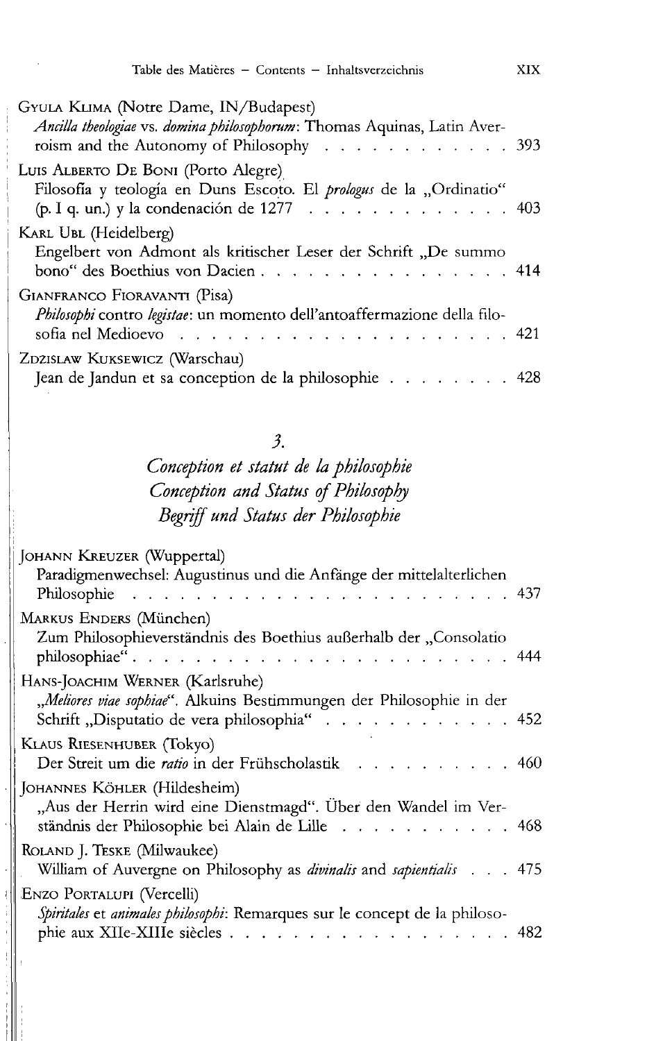Gyula Klima (Notre Dame, IN/Budapest)
*Ancilla theologiae* vs. *domina philosophorum*: Thomas Aquinas, Latin Averroism and the Autonomy of Philosophy . . . . . . . . . . . . 393

Luis Alberto De Boni (Porto Alegre)
Filosofía y teología en Duns Escoto. El *prologus* de la „Ordinatio" (p. I q. un.) y la condenación de 1277 . . . . . . . . . . . . . . 403

Karl Ubl (Heidelberg)
Engelbert von Admont als kritischer Leser der Schrift „De summo bono" des Boethius von Dacien . . . . . . . . . . . . . . . . . 414

Gianfranco Fioravanti (Pisa)
*Philosophi* contro *legistae*: un momento dell'antoaffermazione della filosofia nel Medioevo . . . . . . . . . . . . . . . . . . . . . 421

Zdzislaw Kuksewicz (Warschau)
Jean de Jandun et sa conception de la philosophie . . . . . . . . 428

## *3.*

## *Conception et statut de la philosophie*
## *Conception and Status of Philosophy*
## *Begriff und Status der Philosophie*

Johann Kreuzer (Wuppertal)
Paradigmenwechsel: Augustinus und die Anfänge der mittelalterlichen Philosophie . . . . . . . . . . . . . . . . . . . . . . . . . 437

Markus Enders (München)
Zum Philosophieverständnis des Boethius außerhalb der „Consolatio philosophiae" . . . . . . . . . . . . . . . . . . . . . . . . . 444

Hans-Joachim Werner (Karlsruhe)
„*Meliores viae sophiae*". Alkuins Bestimmungen der Philosophie in der Schrift „Disputatio de vera philosophia" . . . . . . . . . . . . 452

Klaus Riesenhuber (Tokyo)
Der Streit um die *ratio* in der Frühscholastik . . . . . . . . . . 460

Johannes Köhler (Hildesheim)
„Aus der Herrin wird eine Dienstmagd". Über den Wandel im Verständnis der Philosophie bei Alain de Lille . . . . . . . . . . . 468

Roland J. Teske (Milwaukee)
William of Auvergne on Philosophy as *divinalis* and *sapientialis* . . . 475

Enzo Portalupi (Vercelli)
*Spiritales* et *animales philosophi*: Remarques sur le concept de la philosophie aux XIIe-XIIIe siècles . . . . . . . . . . . . . . . . . . 482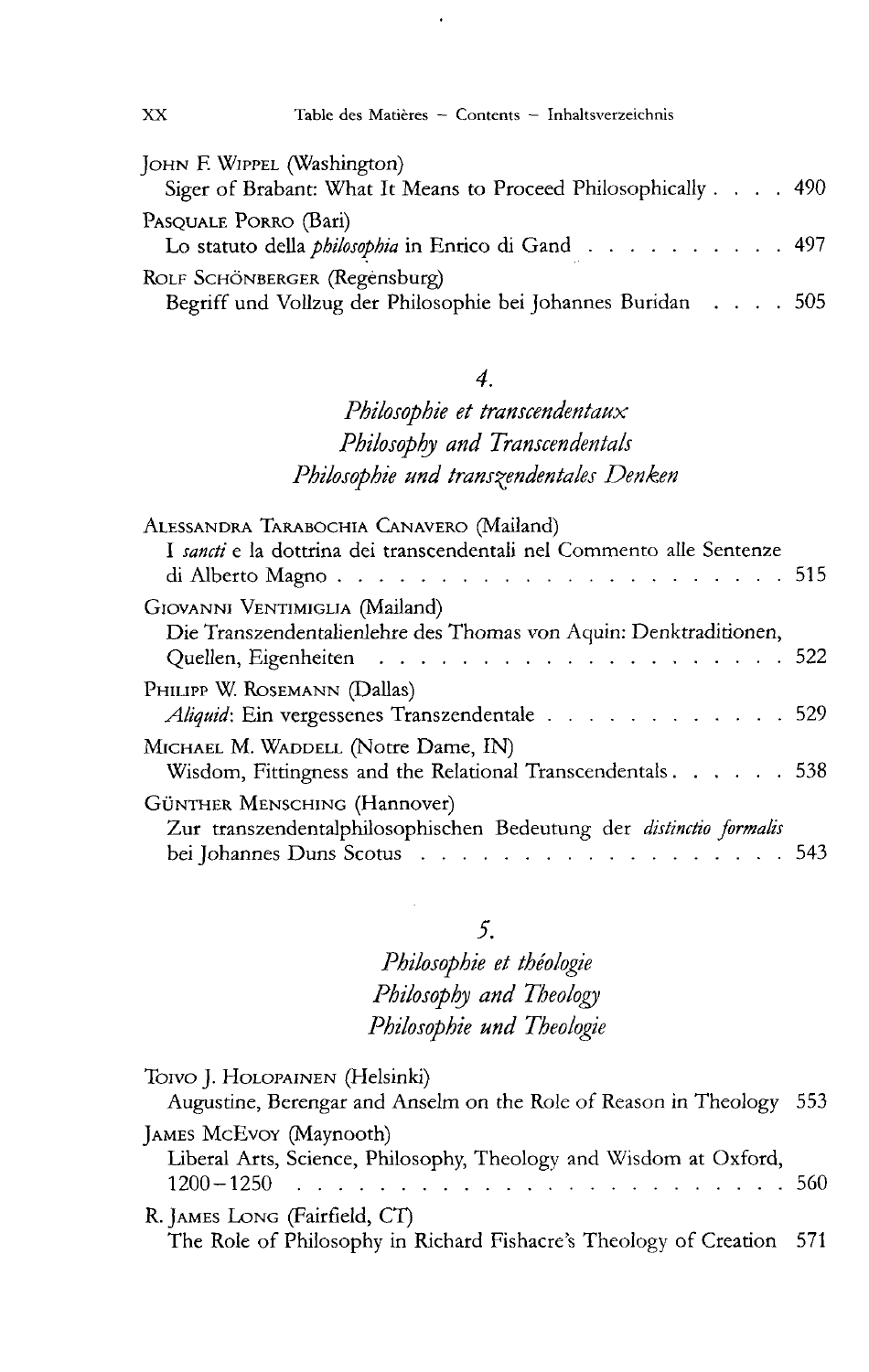JOHN F. WIPPEL (Washington)
Siger of Brabant: What It Means to Proceed Philosophically . . . . 490

PASQUALE PORRO (Bari)
Lo statuto della *philosophia* in Enrico di Gand . . . . . . . . . . 497

ROLF SCHÖNBERGER (Regensburg)
Begriff und Vollzug der Philosophie bei Johannes Buridan . . . . 505

## 4.
## *Philosophie et transcendentaux*
## *Philosophy and Transcendentals*
## *Philosophie und transzendentales Denken*

ALESSANDRA TARABOCHIA CANAVERO (Mailand)
I *sancti* e la dottrina dei transcendentali nel Commento alle Sentenze di Alberto Magno . . . . . . . . . . . . . . . . . . . . . 515

GIOVANNI VENTIMIGLIA (Mailand)
Die Transzendentalienlehre des Thomas von Aquin: Denktraditionen, Quellen, Eigenheiten . . . . . . . . . . . . . . . . . . . . 522

PHILIPP W. ROSEMANN (Dallas)
*Aliquid*: Ein vergessenes Transzendentale . . . . . . . . . . . . 529

MICHAEL M. WADDELL (Notre Dame, IN)
Wisdom, Fittingness and the Relational Transcendentals . . . . . . 538

GÜNTHER MENSCHING (Hannover)
Zur transzendentalphilosophischen Bedeutung der *distinctio formalis* bei Johannes Duns Scotus . . . . . . . . . . . . . . . . . . 543

## 5.
## *Philosophie et théologie*
## *Philosophy and Theology*
## *Philosophie und Theologie*

TOIVO J. HOLOPAINEN (Helsinki)
Augustine, Berengar and Anselm on the Role of Reason in Theology 553

JAMES MCEVOY (Maynooth)
Liberal Arts, Science, Philosophy, Theology and Wisdom at Oxford, 1200–1250 . . . . . . . . . . . . . . . . . . . . . . . . 560

R. JAMES LONG (Fairfield, CT)
The Role of Philosophy in Richard Fishacre's Theology of Creation 571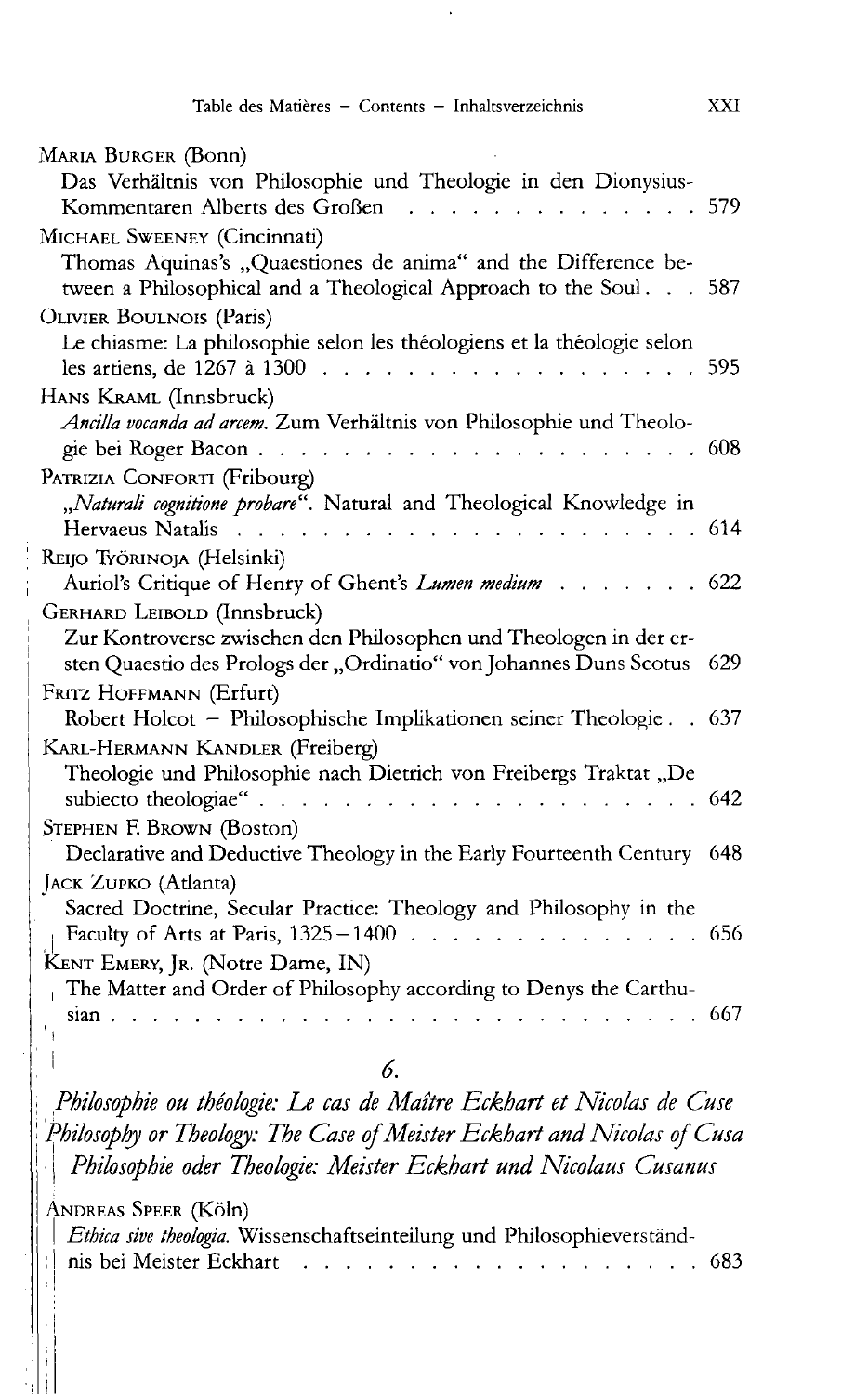MARIA BURGER (Bonn)
Das Verhältnis von Philosophie und Theologie in den Dionysius-Kommentaren Alberts des Großen . . . . . . . . . . . . . . 579

MICHAEL SWEENEY (Cincinnati)
Thomas Aquinas's „Quaestiones de anima" and the Difference between a Philosophical and a Theological Approach to the Soul. . . 587

OLIVIER BOULNOIS (Paris)
Le chiasme: La philosophie selon les théologiens et la théologie selon les artiens, de 1267 à 1300 . . . . . . . . . . . . . . . . . . 595

HANS KRAML (Innsbruck)
*Ancilla vocanda ad arcem.* Zum Verhältnis von Philosophie und Theologie bei Roger Bacon . . . . . . . . . . . . . . . . . . . . . 608

PATRIZIA CONFORTI (Fribourg)
„*Naturali cognitione probare*". Natural and Theological Knowledge in Hervaeus Natalis . . . . . . . . . . . . . . . . . . . . . 614

REIJO TYÖRINOJA (Helsinki)
Auriol's Critique of Henry of Ghent's *Lumen medium* . . . . . . . 622

GERHARD LEIBOLD (Innsbruck)
Zur Kontroverse zwischen den Philosophen und Theologen in der ersten Quaestio des Prologs der „Ordinatio" von Johannes Duns Scotus 629

FRITZ HOFFMANN (Erfurt)
Robert Holcot – Philosophische Implikationen seiner Theologie . . 637

KARL-HERMANN KANDLER (Freiberg)
Theologie und Philosophie nach Dietrich von Freibergs Traktat „De subiecto theologiae" . . . . . . . . . . . . . . . . . . . . . 642

STEPHEN F. BROWN (Boston)
Declarative and Deductive Theology in the Early Fourteenth Century 648

JACK ZUPKO (Atlanta)
Sacred Doctrine, Secular Practice: Theology and Philosophy in the Faculty of Arts at Paris, 1325–1400 . . . . . . . . . . . . . . 656

KENT EMERY, JR. (Notre Dame, IN)
The Matter and Order of Philosophy according to Denys the Carthusian . . . . . . . . . . . . . . . . . . . . . . . . . . . 667

## 6.

## *Philosophie ou théologie: Le cas de Maître Eckhart et Nicolas de Cuse*
## *Philosophy or Theology: The Case of Meister Eckhart and Nicolas of Cusa*
## *Philosophie oder Theologie: Meister Eckhart und Nicolaus Cusanus*

ANDREAS SPEER (Köln)
*Ethica sive theologia.* Wissenschaftseinteilung und Philosophieverständnis bei Meister Eckhart . . . . . . . . . . . . . . . . . . 683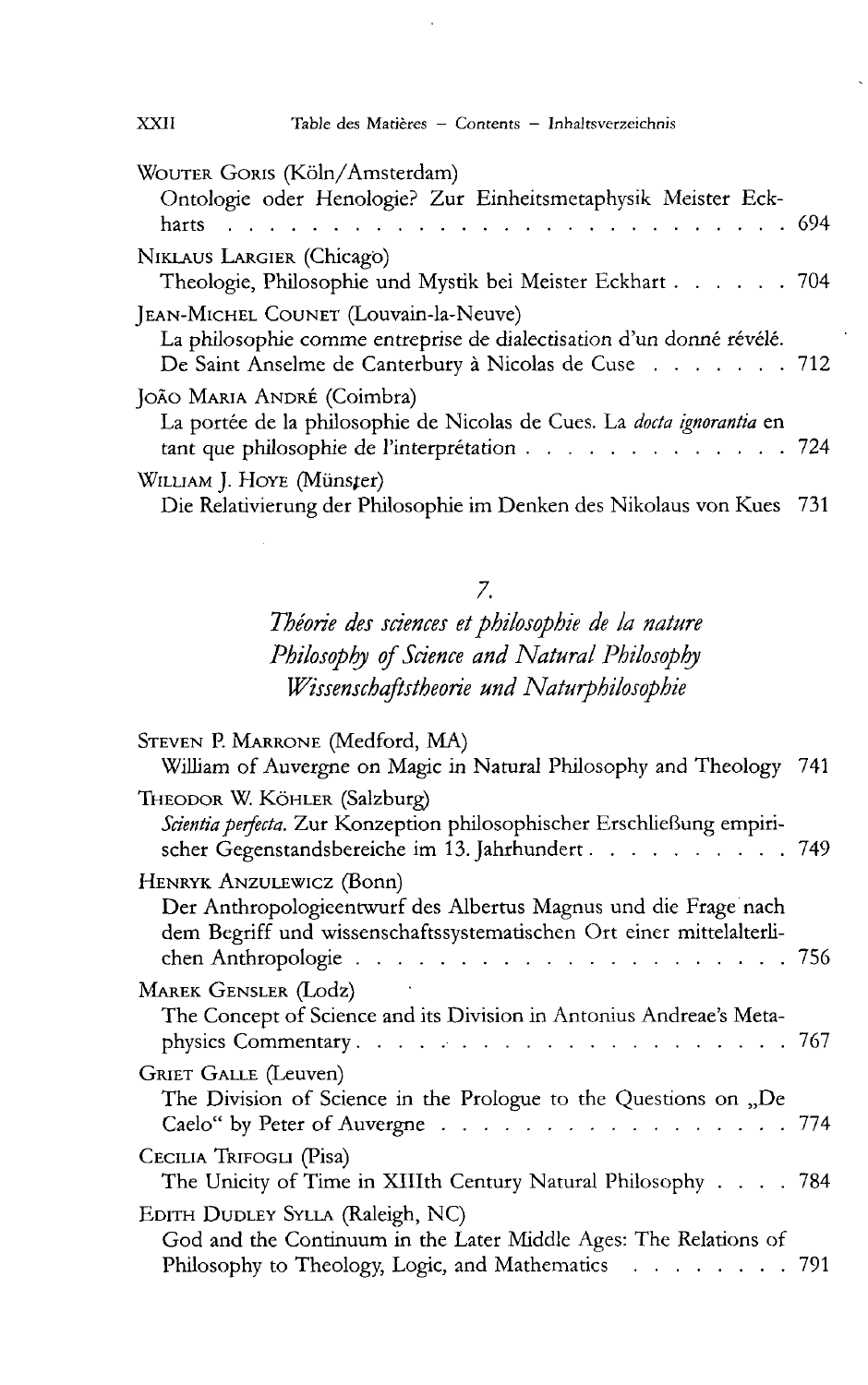Wouter Goris (Köln/Amsterdam)
Ontologie oder Henologie? Zur Einheitsmetaphysik Meister Eckharts . . . . . . . . . . . . . . . . . . . . . . . . . . 694

Niklaus Largier (Chicago)
Theologie, Philosophie und Mystik bei Meister Eckhart . . . . . . 704

Jean-Michel Counet (Louvain-la-Neuve)
La philosophie comme entreprise de dialectisation d'un donné révélé. De Saint Anselme de Canterbury à Nicolas de Cuse . . . . . . . 712

João Maria André (Coimbra)
La portée de la philosophie de Nicolas de Cues. La *docta ignorantia* en tant que philosophie de l'interprétation . . . . . . . . . . . . . 724

William J. Hoye (Münster)
Die Relativierung der Philosophie im Denken des Nikolaus von Kues 731

## 7.

## *Théorie des sciences et philosophie de la nature*
## *Philosophy of Science and Natural Philosophy*
## *Wissenschaftstheorie und Naturphilosophie*

Steven P. Marrone (Medford, MA)
William of Auvergne on Magic in Natural Philosophy and Theology 741

Theodor W. Köhler (Salzburg)
*Scientia perfecta.* Zur Konzeption philosophischer Erschließung empirischer Gegenstandsbereiche im 13. Jahrhundert . . . . . . . . . . 749

Henryk Anzulewicz (Bonn)
Der Anthropologieentwurf des Albertus Magnus und die Frage nach dem Begriff und wissenschaftssystematischen Ort einer mittelalterlichen Anthropologie . . . . . . . . . . . . . . . . . . . . . . 756

Marek Gensler (Lodz)
The Concept of Science and its Division in Antonius Andreae's Metaphysics Commentary . . . . . . . . . . . . . . . . . . . . . 767

Griet Galle (Leuven)
The Division of Science in the Prologue to the Questions on „De Caelo" by Peter of Auvergne . . . . . . . . . . . . . . . . . 774

Cecilia Trifogli (Pisa)
The Unicity of Time in XIIIth Century Natural Philosophy . . . . 784

Edith Dudley Sylla (Raleigh, NC)
God and the Continuum in the Later Middle Ages: The Relations of Philosophy to Theology, Logic, and Mathematics . . . . . . . . 791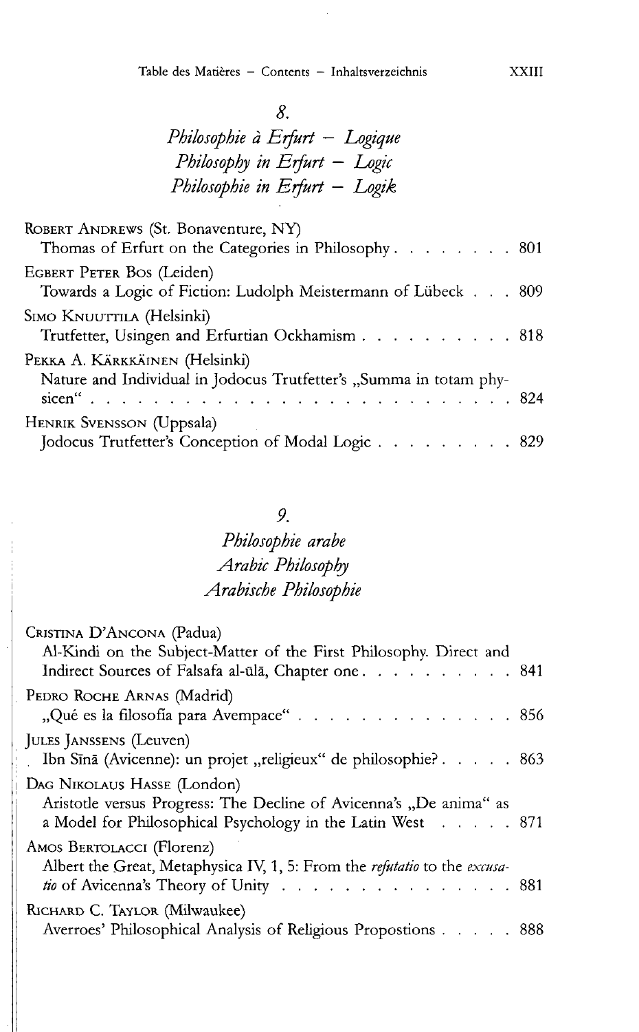## 8.

## *Philosophie à Erfurt – Logique*
## *Philosophy in Erfurt – Logic*
## *Philosophie in Erfurt – Logik*

ROBERT ANDREWS (St. Bonaventure, NY)
Thomas of Erfurt on the Categories in Philosophy . . . . . . . . 801

EGBERT PETER BOS (Leiden)
Towards a Logic of Fiction: Ludolph Meistermann of Lübeck . . . 809

SIMO KNUUTTILA (Helsinki)
Trutfetter, Usingen and Erfurtian Ockhamism . . . . . . . . . . 818

PEKKA A. KÄRKKÄINEN (Helsinki)
Nature and Individual in Jodocus Trutfetter's „Summa in totam physicen" . . . . . . . . . . . . . . . . . . . . . . . . . . 824

HENRIK SVENSSON (Uppsala)
Jodocus Trutfetter's Conception of Modal Logic . . . . . . . . . 829

## 9.

## *Philosophie arabe*
## *Arabic Philosophy*
## *Arabische Philosophie*

CRISTINA D'ANCONA (Padua)
Al-Kindi on the Subject-Matter of the First Philosophy. Direct and Indirect Sources of Falsafa al-ūlā, Chapter one . . . . . . . . . . 841

PEDRO ROCHE ARNAS (Madrid)
„Qué es la filosofía para Avempace" . . . . . . . . . . . . . . 856

JULES JANSSENS (Leuven)
Ibn Sīnā (Avicenne): un projet „religieux" de philosophie? . . . . . 863

DAG NIKOLAUS HASSE (London)
Aristotle versus Progress: The Decline of Avicenna's „De anima" as a Model for Philosophical Psychology in the Latin West . . . . . 871

AMOS BERTOLACCI (Florenz)
Albert the Great, Metaphysica IV, 1, 5: From the *refutatio* to the *excusatio* of Avicenna's Theory of Unity . . . . . . . . . . . . . . . 881

RICHARD C. TAYLOR (Milwaukee)
Averroes' Philosophical Analysis of Religious Propostions . . . . . 888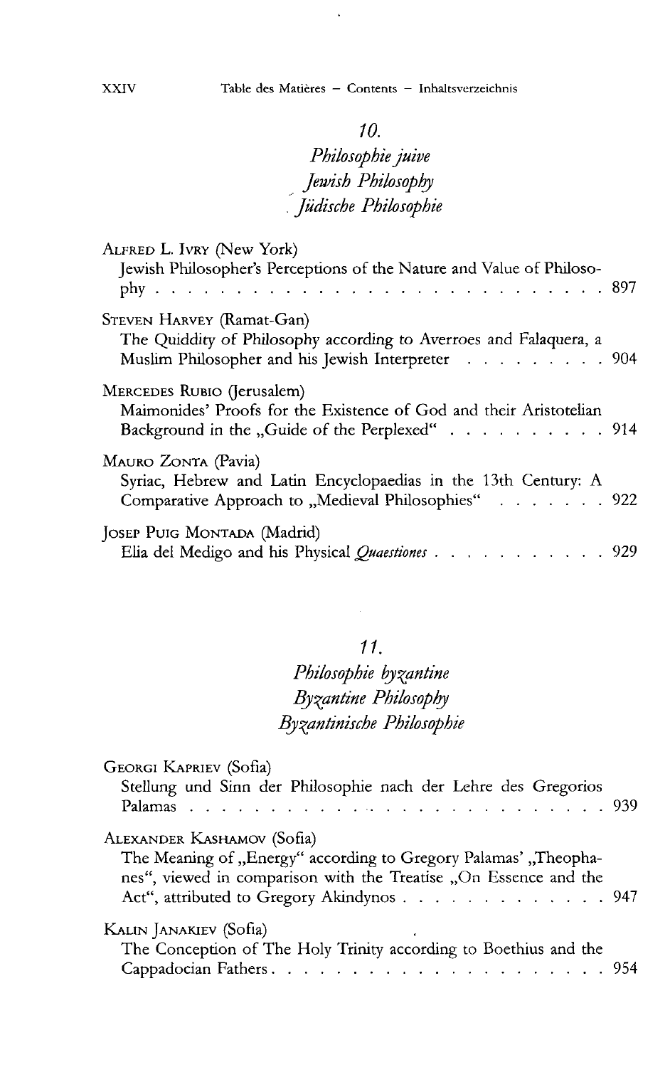## 10.

## *Philosophie juive*
## *Jewish Philosophy*
## *Jüdische Philosophie*

ALFRED L. IVRY (New York)
Jewish Philosopher's Perceptions of the Nature and Value of Philosophy . . . . . . . . . . . . . . . . . . . . . . . . . 897

STEVEN HARVEY (Ramat-Gan)
The Quiddity of Philosophy according to Averroes and Falaquera, a Muslim Philosopher and his Jewish Interpreter . . . . . . . . . . 904

MERCEDES RUBIO (Jerusalem)
Maimonides' Proofs for the Existence of God and their Aristotelian Background in the „Guide of the Perplexed" . . . . . . . . . . . 914

MAURO ZONTA (Pavia)
Syriac, Hebrew and Latin Encyclopaedias in the 13th Century: A Comparative Approach to „Medieval Philosophies" . . . . . . . . 922

JOSEP PUIG MONTADA (Madrid)
Elia del Medigo and his Physical *Quaestiones* . . . . . . . . . . . . 929

## 11.

## *Philosophie byzantine*
## *Byzantine Philosophy*
## *Byzantinische Philosophie*

GEORGI KAPRIEV (Sofia)
Stellung und Sinn der Philosophie nach der Lehre des Gregorios Palamas . . . . . . . . . . . . . . . . . . . . . . . . . 939

ALEXANDER KASHAMOV (Sofia)
The Meaning of „Energy" according to Gregory Palamas' „Theophanes", viewed in comparison with the Treatise „On Essence and the Act", attributed to Gregory Akindynos . . . . . . . . . . . . . 947

KALIN JANAKIEV (Sofia)
The Conception of The Holy Trinity according to Boethius and the Cappadocian Fathers . . . . . . . . . . . . . . . . . . . . . . 954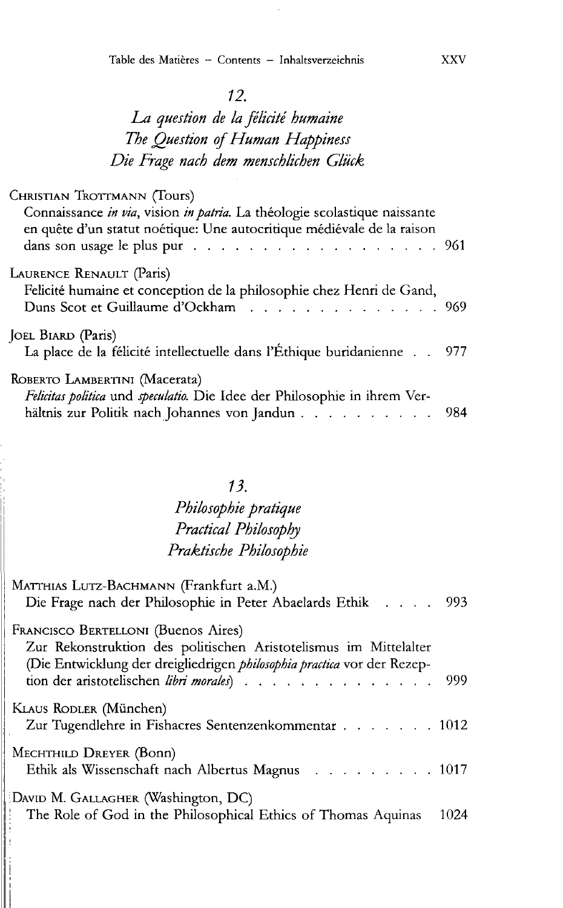## 12.

## *La question de la félicité humaine*
## *The Question of Human Happiness*
## *Die Frage nach dem menschlichen Glück*

Christian Trottmann (Tours)
Connaissance *in via*, vision *in patria*. La théologie scolastique naissante en quête d'un statut noétique: Une autocritique médiévale de la raison dans son usage le plus pur . . . . . . . . . . . . . . . . . . . 961

Laurence Renault (Paris)
Felicité humaine et conception de la philosophie chez Henri de Gand, Duns Scot et Guillaume d'Ockham . . . . . . . . . . . . . . . 969

Joel Biard (Paris)
La place de la félicité intellectuelle dans l'Éthique buridanienne . . 977

Roberto Lambertini (Macerata)
*Felicitas politica* und *speculatio*. Die Idee der Philosophie in ihrem Verhältnis zur Politik nach Johannes von Jandun . . . . . . . . . . 984

## 13.

## *Philosophie pratique*
## *Practical Philosophy*
## *Praktische Philosophie*

Matthias Lutz-Bachmann (Frankfurt a.M.)
Die Frage nach der Philosophie in Peter Abaelards Ethik . . . . 993

Francisco Bertelloni (Buenos Aires)
Zur Rekonstruktion des politischen Aristotelismus im Mittelalter (Die Entwicklung der dreigliedrigen *philosophia practica* vor der Rezeption der aristotelischen *libri morales*) . . . . . . . . . . . . . . 999

Klaus Rodler (München)
Zur Tugendlehre in Fishacres Sentenzenkommentar . . . . . . . 1012

Mechthild Dreyer (Bonn)
Ethik als Wissenschaft nach Albertus Magnus . . . . . . . . . 1017

David M. Gallagher (Washington, DC)
The Role of God in the Philosophical Ethics of Thomas Aquinas 1024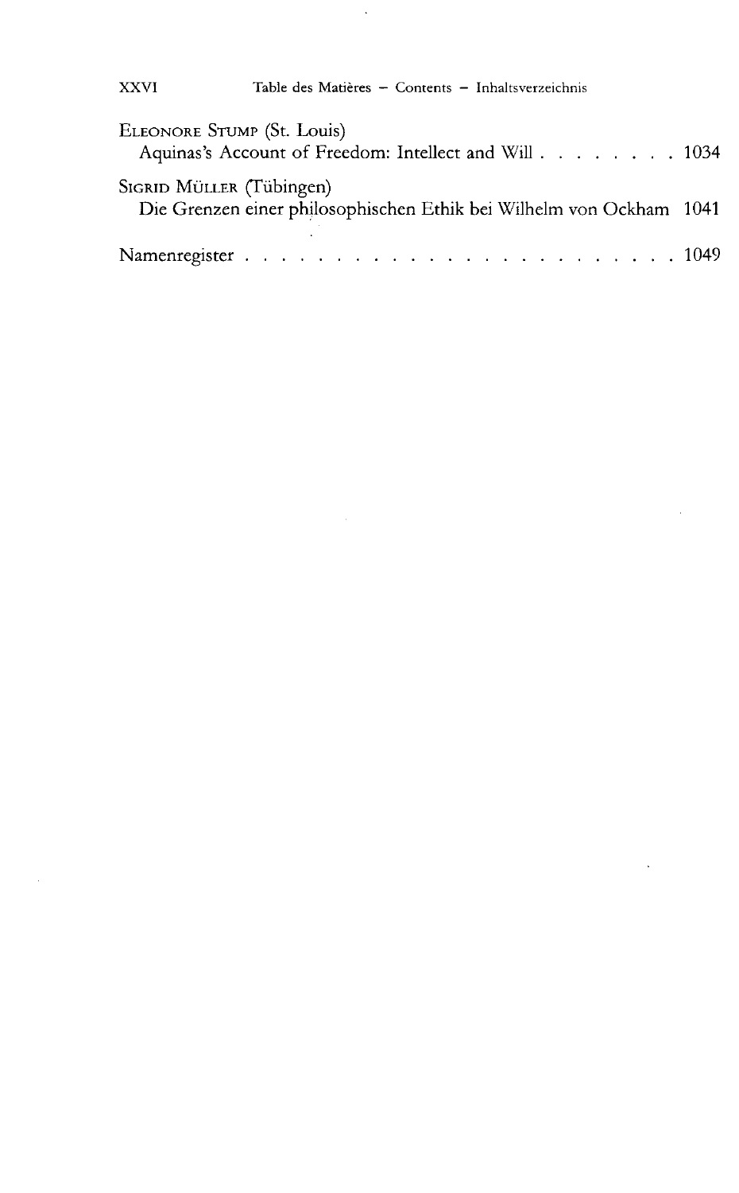Eleonore Stump (St. Louis)
Aquinas's Account of Freedom: Intellect and Will . . . . . . . . 1034

Sigrid Müller (Tübingen)
Die Grenzen einer philosophischen Ethik bei Wilhelm von Ockham 1041

Namenregister . . . . . . . . . . . . . . . . . . . . . . . . 1049